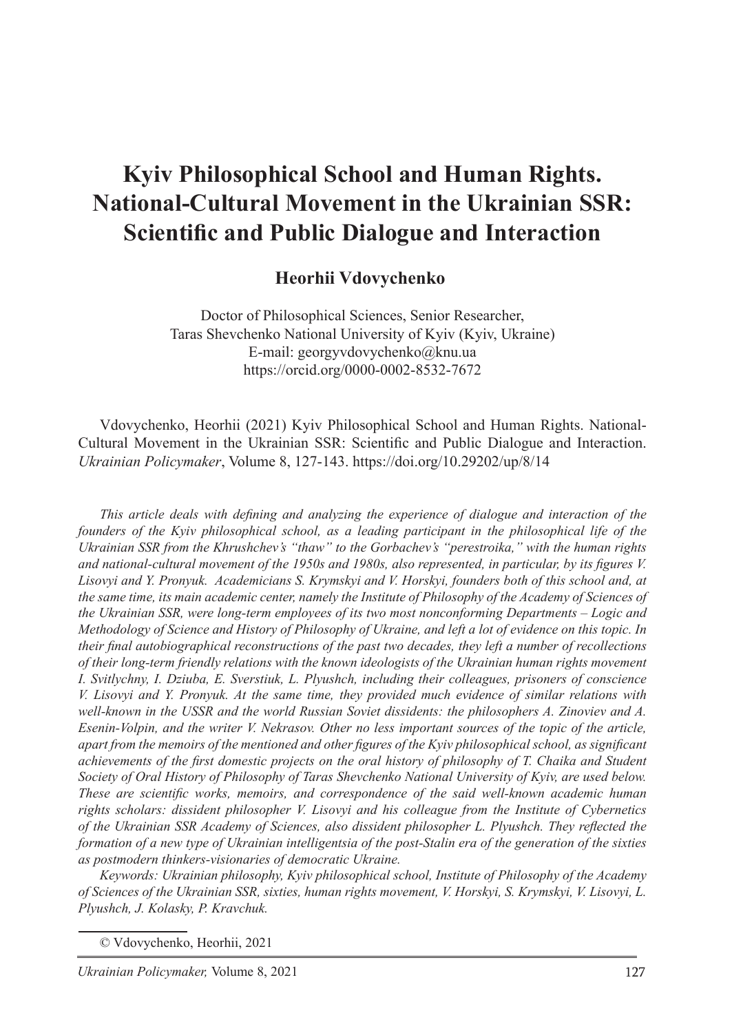# Kyiv Philosophical School and Human Rights. National-Cultural Movement in the Ukrainian SSR: Scientific and Public Dialogue and Interaction

**Heorhii Vdovychenko**

Doctor of Philosophical Sciences, Senior Researcher,
Taras Shevchenko National University of Kyiv (Kyiv, Ukraine)
E-mail: georgyvdovychenko@knu.ua
https://orcid.org/0000-0002-8532-7672

Vdovychenko, Heorhii (2021) Kyiv Philosophical School and Human Rights. National-Cultural Movement in the Ukrainian SSR: Scientific and Public Dialogue and Interaction. *Ukrainian Policymaker*, Volume 8, 127-143. https://doi.org/10.29202/up/8/14

*This article deals with defining and analyzing the experience of dialogue and interaction of the founders of the Kyiv philosophical school, as a leading participant in the philosophical life of the Ukrainian SSR from the Khrushchev's "thaw" to the Gorbachev's "perestroika," with the human rights and national-cultural movement of the 1950s and 1980s, also represented, in particular, by its figures V. Lisovyi and Y. Pronyuk. Academicians S. Krymskyi and V. Horskyi, founders both of this school and, at the same time, its main academic center, namely the Institute of Philosophy of the Academy of Sciences of the Ukrainian SSR, were long-term employees of its two most nonconforming Departments – Logic and Methodology of Science and History of Philosophy of Ukraine, and left a lot of evidence on this topic. In their final autobiographical reconstructions of the past two decades, they left a number of recollections of their long-term friendly relations with the known ideologists of the Ukrainian human rights movement I. Svitlychny, I. Dziuba, E. Sverstiuk, L. Plyushch, including their colleagues, prisoners of conscience V. Lisovyi and Y. Pronyuk. At the same time, they provided much evidence of similar relations with well-known in the USSR and the world Russian Soviet dissidents: the philosophers A. Zinoviev and A. Esenin-Volpin, and the writer V. Nekrasov. Other no less important sources of the topic of the article, apart from the memoirs of the mentioned and other figures of the Kyiv philosophical school, as significant achievements of the first domestic projects on the oral history of philosophy of T. Chaika and Student Society of Oral History of Philosophy of Taras Shevchenko National University of Kyiv, are used below. These are scientific works, memoirs, and correspondence of the said well-known academic human rights scholars: dissident philosopher V. Lisovyi and his colleague from the Institute of Cybernetics of the Ukrainian SSR Academy of Sciences, also dissident philosopher L. Plyushch. They reflected the formation of a new type of Ukrainian intelligentsia of the post-Stalin era of the generation of the sixties as postmodern thinkers-visionaries of democratic Ukraine.*

*Keywords: Ukrainian philosophy, Kyiv philosophical school, Institute of Philosophy of the Academy of Sciences of the Ukrainian SSR, sixties, human rights movement, V. Horskyi, S. Krymskyi, V. Lisovyi, L. Plyushch, J. Kolasky, P. Kravchuk.*

© Vdovychenko, Heorhii, 2021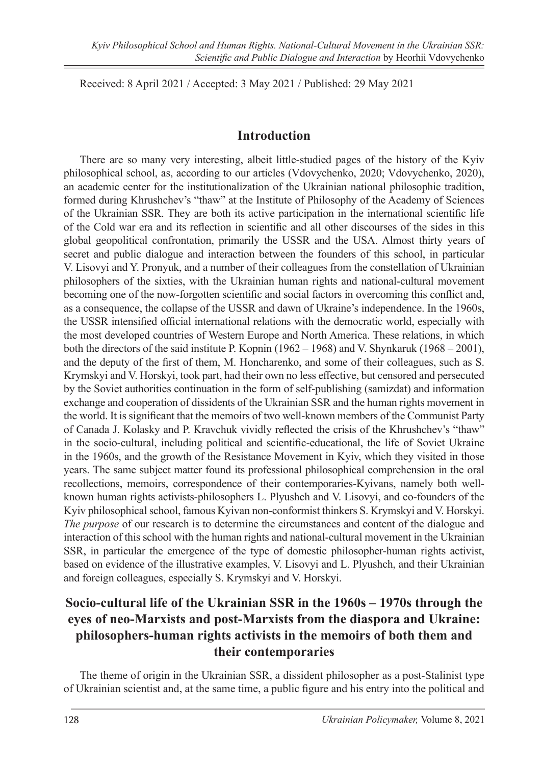Received: 8 April 2021 / Accepted: 3 May 2021 / Published: 29 May 2021

## Introduction

There are so many very interesting, albeit little-studied pages of the history of the Kyiv philosophical school, as, according to our articles (Vdovychenko, 2020; Vdovychenko, 2020), an academic center for the institutionalization of the Ukrainian national philosophic tradition, formed during Khrushchev's "thaw" at the Institute of Philosophy of the Academy of Sciences of the Ukrainian SSR. They are both its active participation in the international scientific life of the Cold war era and its reflection in scientific and all other discourses of the sides in this global geopolitical confrontation, primarily the USSR and the USA. Almost thirty years of secret and public dialogue and interaction between the founders of this school, in particular V. Lisovyi and Y. Pronyuk, and a number of their colleagues from the constellation of Ukrainian philosophers of the sixties, with the Ukrainian human rights and national-cultural movement becoming one of the now-forgotten scientific and social factors in overcoming this conflict and, as a consequence, the collapse of the USSR and dawn of Ukraine's independence. In the 1960s, the USSR intensified official international relations with the democratic world, especially with the most developed countries of Western Europe and North America. These relations, in which both the directors of the said institute P. Kopnin (1962 – 1968) and V. Shynkaruk (1968 – 2001), and the deputy of the first of them, M. Honcharenko, and some of their colleagues, such as S. Krymskyi and V. Horskyi, took part, had their own no less effective, but censored and persecuted by the Soviet authorities continuation in the form of self-publishing (samizdat) and information exchange and cooperation of dissidents of the Ukrainian SSR and the human rights movement in the world. It is significant that the memoirs of two well-known members of the Communist Party of Canada J. Kolasky and P. Kravchuk vividly reflected the crisis of the Khrushchev's "thaw" in the socio-cultural, including political and scientific-educational, the life of Soviet Ukraine in the 1960s, and the growth of the Resistance Movement in Kyiv, which they visited in those years. The same subject matter found its professional philosophical comprehension in the oral recollections, memoirs, correspondence of their contemporaries-Kyivans, namely both well-known human rights activists-philosophers L. Plyushch and V. Lisovyi, and co-founders of the Kyiv philosophical school, famous Kyivan non-conformist thinkers S. Krymskyi and V. Horskyi. *The purpose* of our research is to determine the circumstances and content of the dialogue and interaction of this school with the human rights and national-cultural movement in the Ukrainian SSR, in particular the emergence of the type of domestic philosopher-human rights activist, based on evidence of the illustrative examples, V. Lisovyi and L. Plyushch, and their Ukrainian and foreign colleagues, especially S. Krymskyi and V. Horskyi.

## Socio-cultural life of the Ukrainian SSR in the 1960s – 1970s through the eyes of neo-Marxists and post-Marxists from the diaspora and Ukraine: philosophers-human rights activists in the memoirs of both them and their contemporaries

The theme of origin in the Ukrainian SSR, a dissident philosopher as a post-Stalinist type of Ukrainian scientist and, at the same time, a public figure and his entry into the political and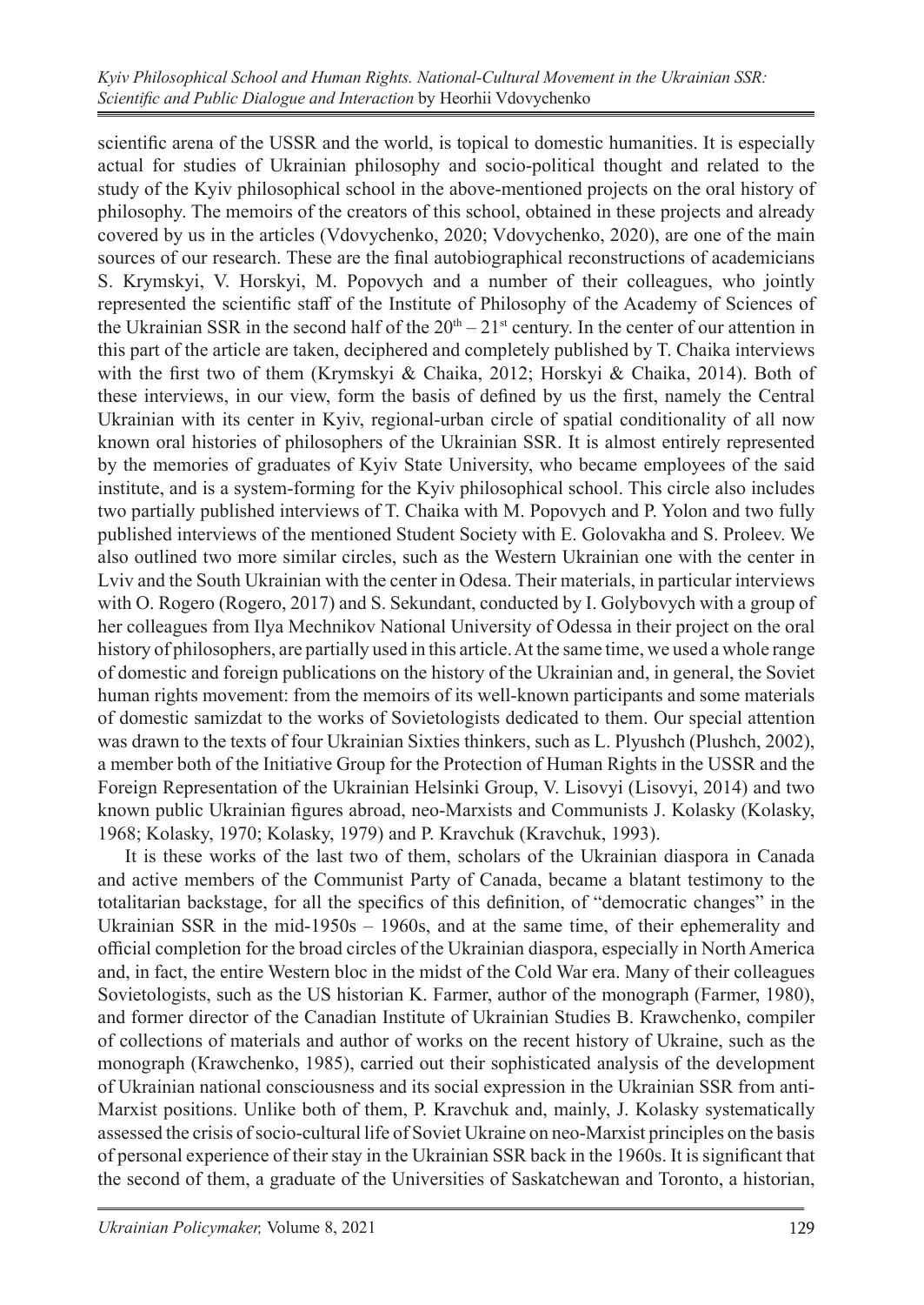scientific arena of the USSR and the world, is topical to domestic humanities. It is especially actual for studies of Ukrainian philosophy and socio-political thought and related to the study of the Kyiv philosophical school in the above-mentioned projects on the oral history of philosophy. The memoirs of the creators of this school, obtained in these projects and already covered by us in the articles (Vdovychenko, 2020; Vdovychenko, 2020), are one of the main sources of our research. These are the final autobiographical reconstructions of academicians S. Krymskyi, V. Horskyi, M. Popovych and a number of their colleagues, who jointly represented the scientific staff of the Institute of Philosophy of the Academy of Sciences of the Ukrainian SSR in the second half of the $20^{th} – 21^{st}$ century. In the center of our attention in this part of the article are taken, deciphered and completely published by T. Chaika interviews with the first two of them (Krymskyi & Chaika, 2012; Horskyi & Chaika, 2014). Both of these interviews, in our view, form the basis of defined by us the first, namely the Central Ukrainian with its center in Kyiv, regional-urban circle of spatial conditionality of all now known oral histories of philosophers of the Ukrainian SSR. It is almost entirely represented by the memories of graduates of Kyiv State University, who became employees of the said institute, and is a system-forming for the Kyiv philosophical school. This circle also includes two partially published interviews of T. Chaika with M. Popovych and P. Yolon and two fully published interviews of the mentioned Student Society with E. Golovakha and S. Proleev. We also outlined two more similar circles, such as the Western Ukrainian one with the center in Lviv and the South Ukrainian with the center in Odesa. Their materials, in particular interviews with O. Rogero (Rogero, 2017) and S. Sekundant, conducted by I. Golybovych with a group of her colleagues from Ilya Mechnikov National University of Odessa in their project on the oral history of philosophers, are partially used in this article. At the same time, we used a whole range of domestic and foreign publications on the history of the Ukrainian and, in general, the Soviet human rights movement: from the memoirs of its well-known participants and some materials of domestic samizdat to the works of Sovietologists dedicated to them. Our special attention was drawn to the texts of four Ukrainian Sixties thinkers, such as L. Plyushch (Plushch, 2002), a member both of the Initiative Group for the Protection of Human Rights in the USSR and the Foreign Representation of the Ukrainian Helsinki Group, V. Lisovyi (Lisovyi, 2014) and two known public Ukrainian figures abroad, neo-Marxists and Communists J. Kolasky (Kolasky, 1968; Kolasky, 1970; Kolasky, 1979) and P. Kravchuk (Kravchuk, 1993).

It is these works of the last two of them, scholars of the Ukrainian diaspora in Canada and active members of the Communist Party of Canada, became a blatant testimony to the totalitarian backstage, for all the specifics of this definition, of "democratic changes" in the Ukrainian SSR in the mid-1950s – 1960s, and at the same time, of their ephemerality and official completion for the broad circles of the Ukrainian diaspora, especially in North America and, in fact, the entire Western bloc in the midst of the Cold War era. Many of their colleagues Sovietologists, such as the US historian K. Farmer, author of the monograph (Farmer, 1980), and former director of the Canadian Institute of Ukrainian Studies B. Krawchenko, compiler of collections of materials and author of works on the recent history of Ukraine, such as the monograph (Krawchenko, 1985), carried out their sophisticated analysis of the development of Ukrainian national consciousness and its social expression in the Ukrainian SSR from anti-Marxist positions. Unlike both of them, P. Kravchuk and, mainly, J. Kolasky systematically assessed the crisis of socio-cultural life of Soviet Ukraine on neo-Marxist principles on the basis of personal experience of their stay in the Ukrainian SSR back in the 1960s. It is significant that the second of them, a graduate of the Universities of Saskatchewan and Toronto, a historian,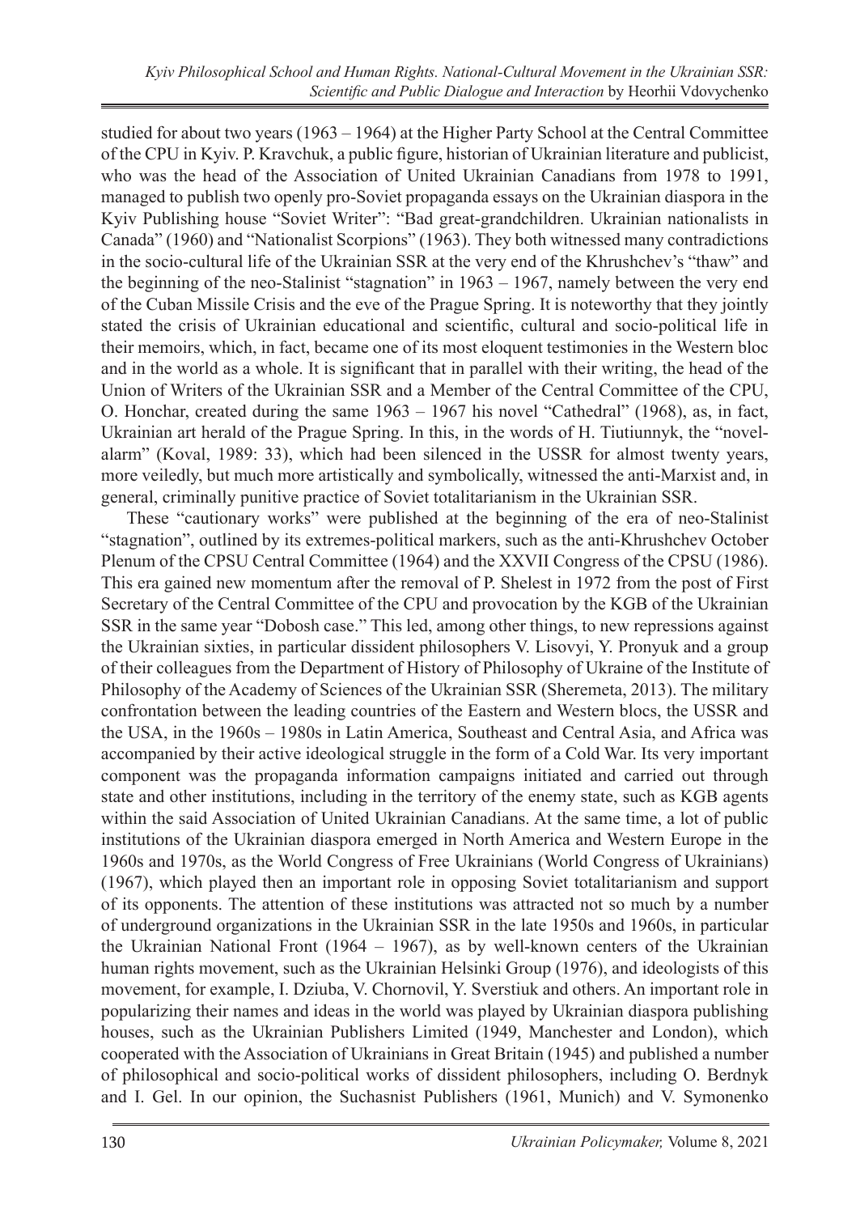studied for about two years (1963 – 1964) at the Higher Party School at the Central Committee of the CPU in Kyiv. P. Kravchuk, a public figure, historian of Ukrainian literature and publicist, who was the head of the Association of United Ukrainian Canadians from 1978 to 1991, managed to publish two openly pro-Soviet propaganda essays on the Ukrainian diaspora in the Kyiv Publishing house "Soviet Writer": "Bad great-grandchildren. Ukrainian nationalists in Canada" (1960) and "Nationalist Scorpions" (1963). They both witnessed many contradictions in the socio-cultural life of the Ukrainian SSR at the very end of the Khrushchev's "thaw" and the beginning of the neo-Stalinist "stagnation" in 1963 – 1967, namely between the very end of the Cuban Missile Crisis and the eve of the Prague Spring. It is noteworthy that they jointly stated the crisis of Ukrainian educational and scientific, cultural and socio-political life in their memoirs, which, in fact, became one of its most eloquent testimonies in the Western bloc and in the world as a whole. It is significant that in parallel with their writing, the head of the Union of Writers of the Ukrainian SSR and a Member of the Central Committee of the CPU, O. Honchar, created during the same 1963 – 1967 his novel "Cathedral" (1968), as, in fact, Ukrainian art herald of the Prague Spring. In this, in the words of H. Tiutiunnyk, the "novel-alarm" (Koval, 1989: 33), which had been silenced in the USSR for almost twenty years, more veiledly, but much more artistically and symbolically, witnessed the anti-Marxist and, in general, criminally punitive practice of Soviet totalitarianism in the Ukrainian SSR.

These "cautionary works" were published at the beginning of the era of neo-Stalinist "stagnation", outlined by its extremes-political markers, such as the anti-Khrushchev October Plenum of the CPSU Central Committee (1964) and the XXVII Congress of the CPSU (1986). This era gained new momentum after the removal of P. Shelest in 1972 from the post of First Secretary of the Central Committee of the CPU and provocation by the KGB of the Ukrainian SSR in the same year "Dobosh case." This led, among other things, to new repressions against the Ukrainian sixties, in particular dissident philosophers V. Lisovyi, Y. Pronyuk and a group of their colleagues from the Department of History of Philosophy of Ukraine of the Institute of Philosophy of the Academy of Sciences of the Ukrainian SSR (Sheremeta, 2013). The military confrontation between the leading countries of the Eastern and Western blocs, the USSR and the USA, in the 1960s – 1980s in Latin America, Southeast and Central Asia, and Africa was accompanied by their active ideological struggle in the form of a Cold War. Its very important component was the propaganda information campaigns initiated and carried out through state and other institutions, including in the territory of the enemy state, such as KGB agents within the said Association of United Ukrainian Canadians. At the same time, a lot of public institutions of the Ukrainian diaspora emerged in North America and Western Europe in the 1960s and 1970s, as the World Congress of Free Ukrainians (World Congress of Ukrainians) (1967), which played then an important role in opposing Soviet totalitarianism and support of its opponents. The attention of these institutions was attracted not so much by a number of underground organizations in the Ukrainian SSR in the late 1950s and 1960s, in particular the Ukrainian National Front (1964 – 1967), as by well-known centers of the Ukrainian human rights movement, such as the Ukrainian Helsinki Group (1976), and ideologists of this movement, for example, I. Dziuba, V. Chornovil, Y. Sverstiuk and others. An important role in popularizing their names and ideas in the world was played by Ukrainian diaspora publishing houses, such as the Ukrainian Publishers Limited (1949, Manchester and London), which cooperated with the Association of Ukrainians in Great Britain (1945) and published a number of philosophical and socio-political works of dissident philosophers, including O. Berdnyk and I. Gel. In our opinion, the Suchasnist Publishers (1961, Munich) and V. Symonenko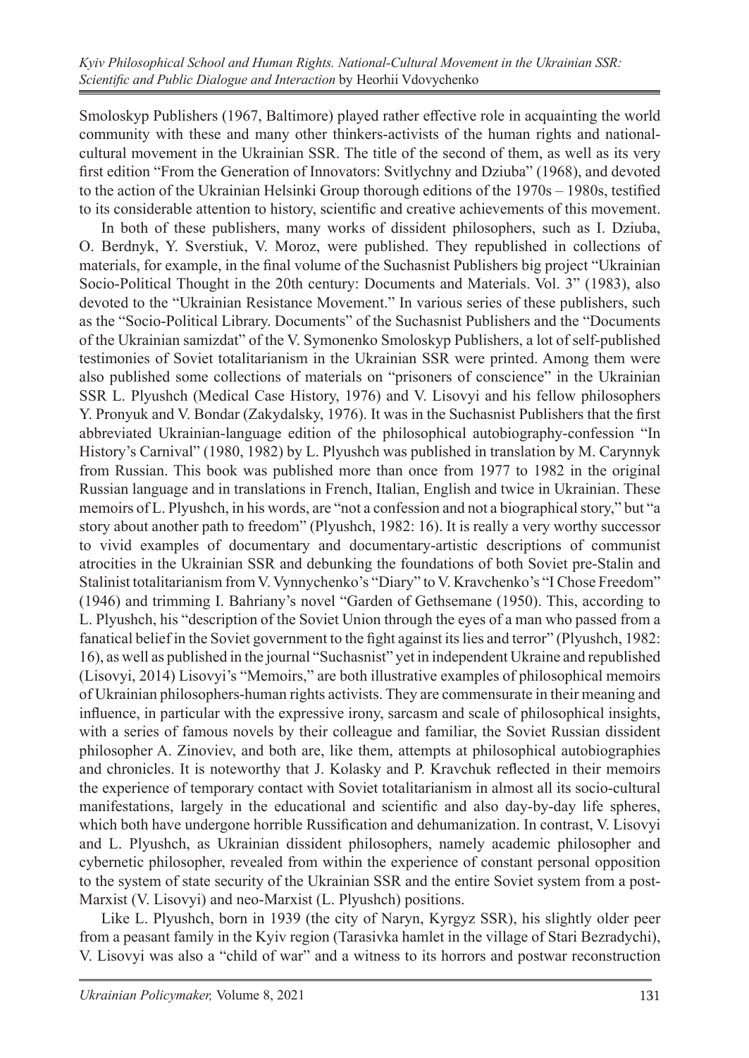Smoloskyp Publishers (1967, Baltimore) played rather effective role in acquainting the world community with these and many other thinkers-activists of the human rights and national-cultural movement in the Ukrainian SSR. The title of the second of them, as well as its very first edition "From the Generation of Innovators: Svitlychny and Dziuba" (1968), and devoted to the action of the Ukrainian Helsinki Group thorough editions of the 1970s – 1980s, testified to its considerable attention to history, scientific and creative achievements of this movement.

In both of these publishers, many works of dissident philosophers, such as I. Dziuba, O. Berdnyk, Y. Sverstiuk, V. Moroz, were published. They republished in collections of materials, for example, in the final volume of the Suchasnist Publishers big project "Ukrainian Socio-Political Thought in the 20th century: Documents and Materials. Vol. 3" (1983), also devoted to the "Ukrainian Resistance Movement." In various series of these publishers, such as the "Socio-Political Library. Documents" of the Suchasnist Publishers and the "Documents of the Ukrainian samizdat" of the V. Symonenko Smoloskyp Publishers, a lot of self-published testimonies of Soviet totalitarianism in the Ukrainian SSR were printed. Among them were also published some collections of materials on "prisoners of conscience" in the Ukrainian SSR L. Plyushch (Medical Case History, 1976) and V. Lisovyi and his fellow philosophers Y. Pronyuk and V. Bondar (Zakydalsky, 1976). It was in the Suchasnist Publishers that the first abbreviated Ukrainian-language edition of the philosophical autobiography-confession "In History's Carnival" (1980, 1982) by L. Plyushch was published in translation by M. Carynnyk from Russian. This book was published more than once from 1977 to 1982 in the original Russian language and in translations in French, Italian, English and twice in Ukrainian. These memoirs of L. Plyushch, in his words, are "not a confession and not a biographical story," but "a story about another path to freedom" (Plyushch, 1982: 16). It is really a very worthy successor to vivid examples of documentary and documentary-artistic descriptions of communist atrocities in the Ukrainian SSR and debunking the foundations of both Soviet pre-Stalin and Stalinist totalitarianism from V. Vynnychenko's "Diary" to V. Kravchenko's "I Chose Freedom" (1946) and trimming I. Bahriany's novel "Garden of Gethsemane (1950). This, according to L. Plyushch, his "description of the Soviet Union through the eyes of a man who passed from a fanatical belief in the Soviet government to the fight against its lies and terror" (Plyushch, 1982: 16), as well as published in the journal "Suchasnist" yet in independent Ukraine and republished (Lisovyi, 2014) Lisovyi's "Memoirs," are both illustrative examples of philosophical memoirs of Ukrainian philosophers-human rights activists. They are commensurate in their meaning and influence, in particular with the expressive irony, sarcasm and scale of philosophical insights, with a series of famous novels by their colleague and familiar, the Soviet Russian dissident philosopher A. Zinoviev, and both are, like them, attempts at philosophical autobiographies and chronicles. It is noteworthy that J. Kolasky and P. Kravchuk reflected in their memoirs the experience of temporary contact with Soviet totalitarianism in almost all its socio-cultural manifestations, largely in the educational and scientific and also day-by-day life spheres, which both have undergone horrible Russification and dehumanization. In contrast, V. Lisovyi and L. Plyushch, as Ukrainian dissident philosophers, namely academic philosopher and cybernetic philosopher, revealed from within the experience of constant personal opposition to the system of state security of the Ukrainian SSR and the entire Soviet system from a post-Marxist (V. Lisovyi) and neo-Marxist (L. Plyushch) positions.

Like L. Plyushch, born in 1939 (the city of Naryn, Kyrgyz SSR), his slightly older peer from a peasant family in the Kyiv region (Tarasivka hamlet in the village of Stari Bezradychi), V. Lisovyi was also a "child of war" and a witness to its horrors and postwar reconstruction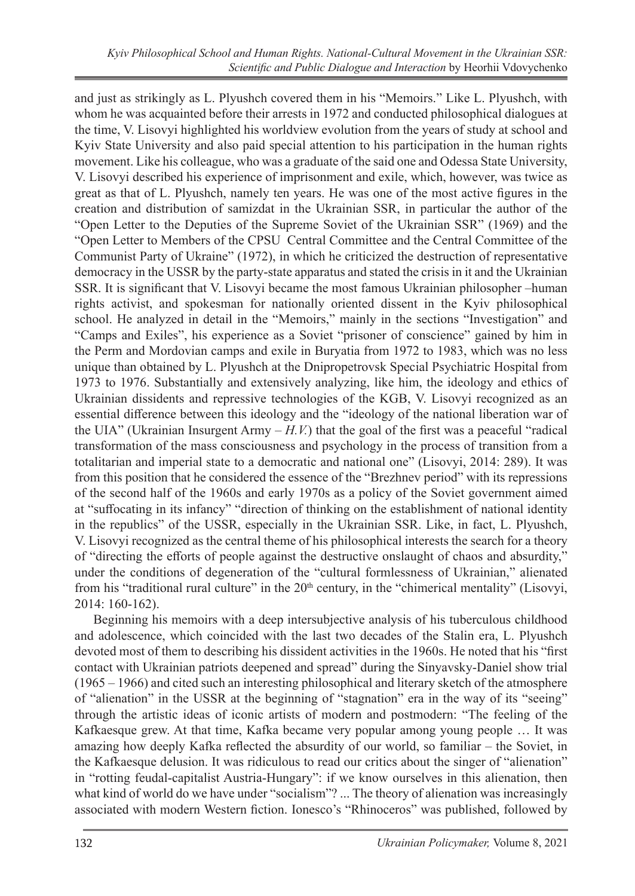and just as strikingly as L. Plyushch covered them in his "Memoirs." Like L. Plyushch, with whom he was acquainted before their arrests in 1972 and conducted philosophical dialogues at the time, V. Lisovyi highlighted his worldview evolution from the years of study at school and Kyiv State University and also paid special attention to his participation in the human rights movement. Like his colleague, who was a graduate of the said one and Odessa State University, V. Lisovyi described his experience of imprisonment and exile, which, however, was twice as great as that of L. Plyushch, namely ten years. He was one of the most active figures in the creation and distribution of samizdat in the Ukrainian SSR, in particular the author of the "Open Letter to the Deputies of the Supreme Soviet of the Ukrainian SSR" (1969) and the "Open Letter to Members of the CPSU Central Committee and the Central Committee of the Communist Party of Ukraine" (1972), in which he criticized the destruction of representative democracy in the USSR by the party-state apparatus and stated the crisis in it and the Ukrainian SSR. It is significant that V. Lisovyi became the most famous Ukrainian philosopher –human rights activist, and spokesman for nationally oriented dissent in the Kyiv philosophical school. He analyzed in detail in the "Memoirs," mainly in the sections "Investigation" and "Camps and Exiles", his experience as a Soviet "prisoner of conscience" gained by him in the Perm and Mordovian camps and exile in Buryatia from 1972 to 1983, which was no less unique than obtained by L. Plyushch at the Dnipropetrovsk Special Psychiatric Hospital from 1973 to 1976. Substantially and extensively analyzing, like him, the ideology and ethics of Ukrainian dissidents and repressive technologies of the KGB, V. Lisovyi recognized as an essential difference between this ideology and the "ideology of the national liberation war of the UIA" (Ukrainian Insurgent Army – *H.V.*) that the goal of the first was a peaceful "radical transformation of the mass consciousness and psychology in the process of transition from a totalitarian and imperial state to a democratic and national one" (Lisovyi, 2014: 289). It was from this position that he considered the essence of the "Brezhnev period" with its repressions of the second half of the 1960s and early 1970s as a policy of the Soviet government aimed at "suffocating in its infancy" "direction of thinking on the establishment of national identity in the republics" of the USSR, especially in the Ukrainian SSR. Like, in fact, L. Plyushch, V. Lisovyi recognized as the central theme of his philosophical interests the search for a theory of "directing the efforts of people against the destructive onslaught of chaos and absurdity," under the conditions of degeneration of the "cultural formlessness of Ukrainian," alienated from his "traditional rural culture" in the 20th century, in the "chimerical mentality" (Lisovyi, 2014: 160-162).

Beginning his memoirs with a deep intersubjective analysis of his tuberculous childhood and adolescence, which coincided with the last two decades of the Stalin era, L. Plyushch devoted most of them to describing his dissident activities in the 1960s. He noted that his "first contact with Ukrainian patriots deepened and spread" during the Sinyavsky-Daniel show trial (1965 – 1966) and cited such an interesting philosophical and literary sketch of the atmosphere of "alienation" in the USSR at the beginning of "stagnation" era in the way of its "seeing" through the artistic ideas of iconic artists of modern and postmodern: "The feeling of the Kafkaesque grew. At that time, Kafka became very popular among young people … It was amazing how deeply Kafka reflected the absurdity of our world, so familiar – the Soviet, in the Kafkaesque delusion. It was ridiculous to read our critics about the singer of "alienation" in "rotting feudal-capitalist Austria-Hungary": if we know ourselves in this alienation, then what kind of world do we have under "socialism"? ... The theory of alienation was increasingly associated with modern Western fiction. Ionesco's "Rhinoceros" was published, followed by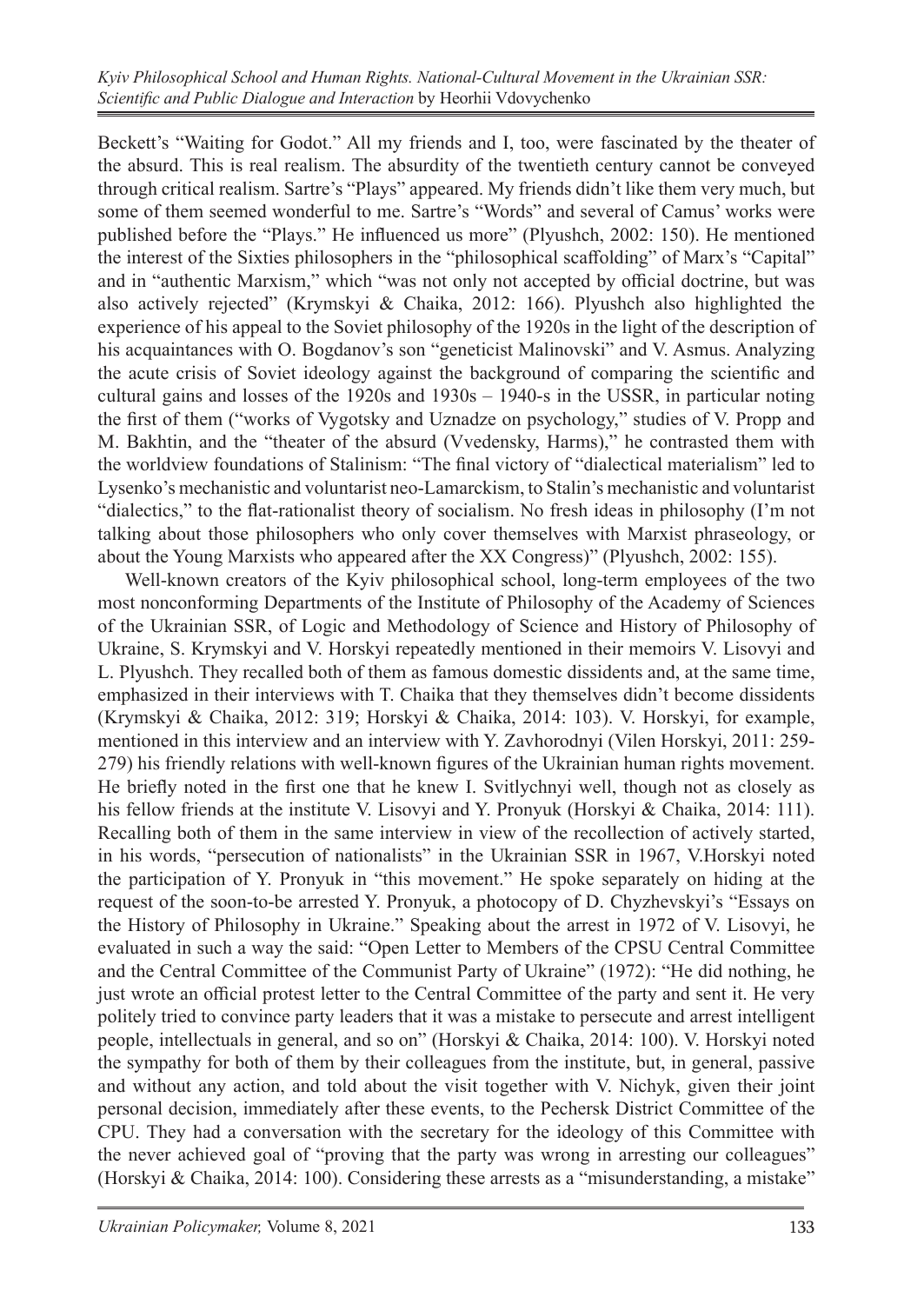Beckett's "Waiting for Godot." All my friends and I, too, were fascinated by the theater of the absurd. This is real realism. The absurdity of the twentieth century cannot be conveyed through critical realism. Sartre's "Plays" appeared. My friends didn't like them very much, but some of them seemed wonderful to me. Sartre's "Words" and several of Camus' works were published before the "Plays." He influenced us more" (Plyushch, 2002: 150). He mentioned the interest of the Sixties philosophers in the "philosophical scaffolding" of Marx's "Capital" and in "authentic Marxism," which "was not only not accepted by official doctrine, but was also actively rejected" (Krymskyi & Chaika, 2012: 166). Plyushch also highlighted the experience of his appeal to the Soviet philosophy of the 1920s in the light of the description of his acquaintances with O. Bogdanov's son "geneticist Malinovski" and V. Asmus. Analyzing the acute crisis of Soviet ideology against the background of comparing the scientific and cultural gains and losses of the 1920s and 1930s – 1940-s in the USSR, in particular noting the first of them ("works of Vygotsky and Uznadze on psychology," studies of V. Propp and M. Bakhtin, and the "theater of the absurd (Vvedensky, Harms)," he contrasted them with the worldview foundations of Stalinism: "The final victory of "dialectical materialism" led to Lysenko's mechanistic and voluntarist neo-Lamarckism, to Stalin's mechanistic and voluntarist "dialectics," to the flat-rationalist theory of socialism. No fresh ideas in philosophy (I'm not talking about those philosophers who only cover themselves with Marxist phraseology, or about the Young Marxists who appeared after the XX Congress)" (Plyushch, 2002: 155).

Well-known creators of the Kyiv philosophical school, long-term employees of the two most nonconforming Departments of the Institute of Philosophy of the Academy of Sciences of the Ukrainian SSR, of Logic and Methodology of Science and History of Philosophy of Ukraine, S. Krymskyi and V. Horskyi repeatedly mentioned in their memoirs V. Lisovyi and L. Plyushch. They recalled both of them as famous domestic dissidents and, at the same time, emphasized in their interviews with T. Chaika that they themselves didn't become dissidents (Krymskyi & Chaika, 2012: 319; Horskyi & Chaika, 2014: 103). V. Horskyi, for example, mentioned in this interview and an interview with Y. Zavhorodnyi (Vilen Horskyi, 2011: 259-279) his friendly relations with well-known figures of the Ukrainian human rights movement. He briefly noted in the first one that he knew I. Svitlychnyi well, though not as closely as his fellow friends at the institute V. Lisovyi and Y. Pronyuk (Horskyi & Chaika, 2014: 111). Recalling both of them in the same interview in view of the recollection of actively started, in his words, "persecution of nationalists" in the Ukrainian SSR in 1967, V.Horskyi noted the participation of Y. Pronyuk in "this movement." He spoke separately on hiding at the request of the soon-to-be arrested Y. Pronyuk, a photocopy of D. Chyzhevskyi's "Essays on the History of Philosophy in Ukraine." Speaking about the arrest in 1972 of V. Lisovyi, he evaluated in such a way the said: "Open Letter to Members of the CPSU Central Committee and the Central Committee of the Communist Party of Ukraine" (1972): "He did nothing, he just wrote an official protest letter to the Central Committee of the party and sent it. He very politely tried to convince party leaders that it was a mistake to persecute and arrest intelligent people, intellectuals in general, and so on" (Horskyi & Chaika, 2014: 100). V. Horskyi noted the sympathy for both of them by their colleagues from the institute, but, in general, passive and without any action, and told about the visit together with V. Nichyk, given their joint personal decision, immediately after these events, to the Pechersk District Committee of the CPU. They had a conversation with the secretary for the ideology of this Committee with the never achieved goal of "proving that the party was wrong in arresting our colleagues" (Horskyi & Chaika, 2014: 100). Considering these arrests as a "misunderstanding, a mistake"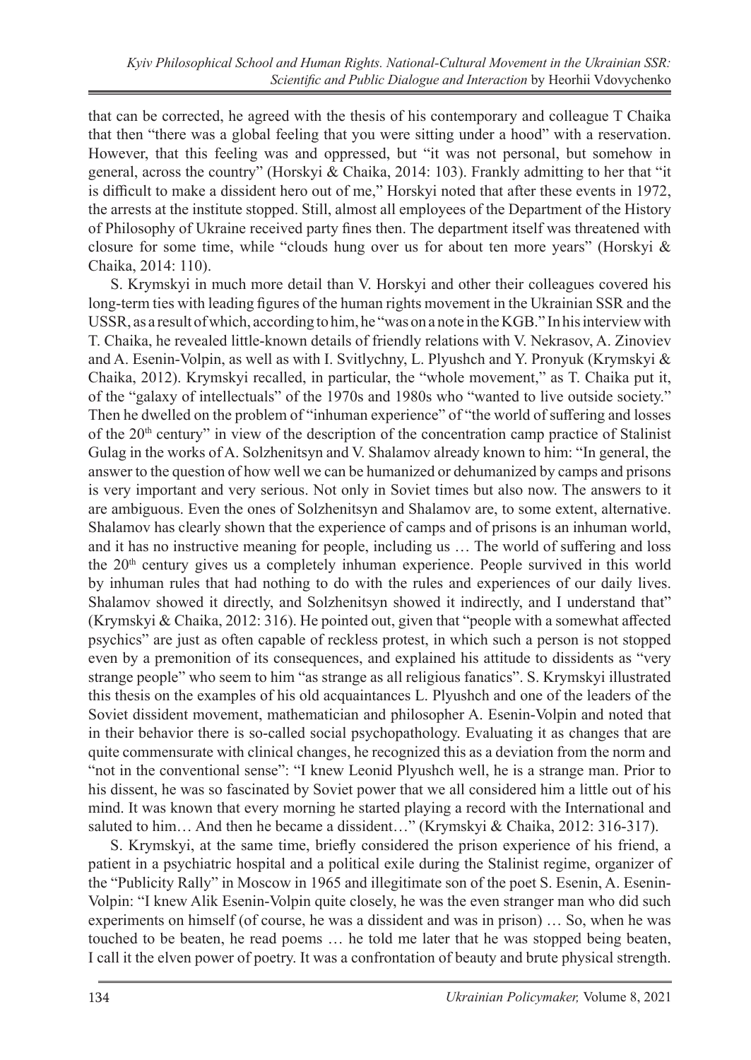that can be corrected, he agreed with the thesis of his contemporary and colleague T Chaika that then "there was a global feeling that you were sitting under a hood" with a reservation. However, that this feeling was and oppressed, but "it was not personal, but somehow in general, across the country" (Horskyi & Chaika, 2014: 103). Frankly admitting to her that "it is difficult to make a dissident hero out of me," Horskyi noted that after these events in 1972, the arrests at the institute stopped. Still, almost all employees of the Department of the History of Philosophy of Ukraine received party fines then. The department itself was threatened with closure for some time, while "clouds hung over us for about ten more years" (Horskyi & Chaika, 2014: 110).

S. Krymskyi in much more detail than V. Horskyi and other their colleagues covered his long-term ties with leading figures of the human rights movement in the Ukrainian SSR and the USSR, as a result of which, according to him, he "was on a note in the KGB." In his interview with T. Chaika, he revealed little-known details of friendly relations with V. Nekrasov, A. Zinoviev and A. Esenin-Volpin, as well as with I. Svitlychny, L. Plyushch and Y. Pronyuk (Krymskyi & Chaika, 2012). Krymskyi recalled, in particular, the "whole movement," as T. Chaika put it, of the "galaxy of intellectuals" of the 1970s and 1980s who "wanted to live outside society." Then he dwelled on the problem of "inhuman experience" of "the world of suffering and losses of the 20th century" in view of the description of the concentration camp practice of Stalinist Gulag in the works of A. Solzhenitsyn and V. Shalamov already known to him: "In general, the answer to the question of how well we can be humanized or dehumanized by camps and prisons is very important and very serious. Not only in Soviet times but also now. The answers to it are ambiguous. Even the ones of Solzhenitsyn and Shalamov are, to some extent, alternative. Shalamov has clearly shown that the experience of camps and of prisons is an inhuman world, and it has no instructive meaning for people, including us … The world of suffering and loss the 20th century gives us a completely inhuman experience. People survived in this world by inhuman rules that had nothing to do with the rules and experiences of our daily lives. Shalamov showed it directly, and Solzhenitsyn showed it indirectly, and I understand that" (Krymskyi & Chaika, 2012: 316). He pointed out, given that "people with a somewhat affected psychics" are just as often capable of reckless protest, in which such a person is not stopped even by a premonition of its consequences, and explained his attitude to dissidents as "very strange people" who seem to him "as strange as all religious fanatics". S. Krymskyi illustrated this thesis on the examples of his old acquaintances L. Plyushch and one of the leaders of the Soviet dissident movement, mathematician and philosopher A. Esenin-Volpin and noted that in their behavior there is so-called social psychopathology. Evaluating it as changes that are quite commensurate with clinical changes, he recognized this as a deviation from the norm and "not in the conventional sense": "I knew Leonid Plyushch well, he is a strange man. Prior to his dissent, he was so fascinated by Soviet power that we all considered him a little out of his mind. It was known that every morning he started playing a record with the International and saluted to him… And then he became a dissident…" (Krymskyi & Chaika, 2012: 316-317).

S. Krymskyi, at the same time, briefly considered the prison experience of his friend, a patient in a psychiatric hospital and a political exile during the Stalinist regime, organizer of the "Publicity Rally" in Moscow in 1965 and illegitimate son of the poet S. Esenin, A. Esenin-Volpin: "I knew Alik Esenin-Volpin quite closely, he was the even stranger man who did such experiments on himself (of course, he was a dissident and was in prison) … So, when he was touched to be beaten, he read poems … he told me later that he was stopped being beaten, I call it the elven power of poetry. It was a confrontation of beauty and brute physical strength.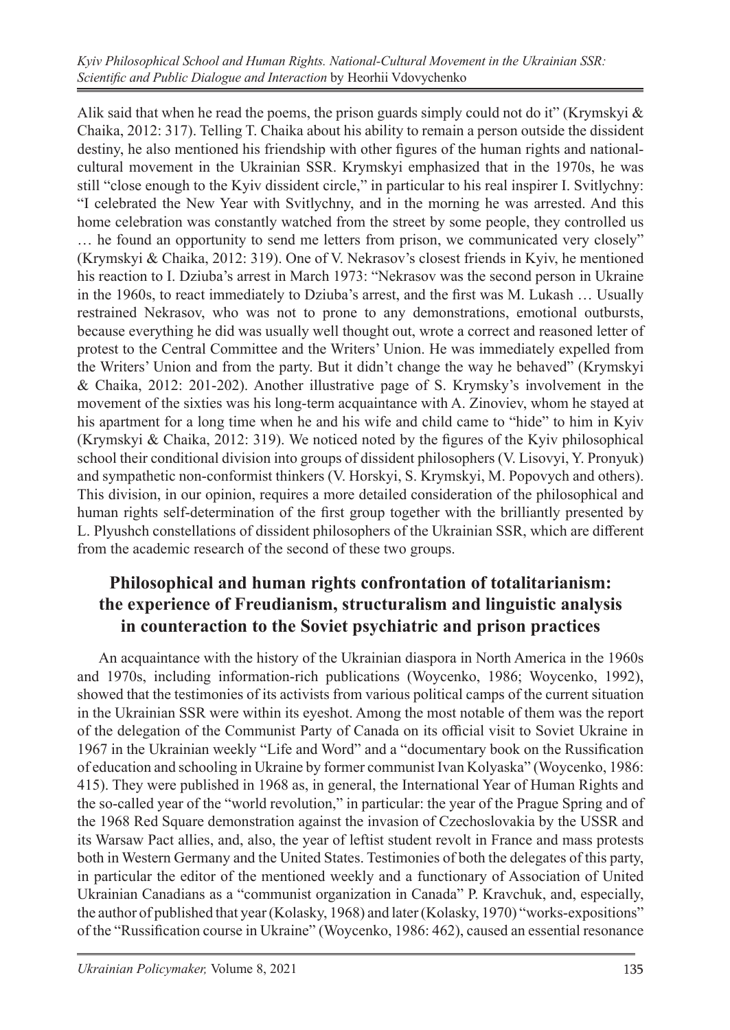Alik said that when he read the poems, the prison guards simply could not do it" (Krymskyi & Chaika, 2012: 317). Telling T. Chaika about his ability to remain a person outside the dissident destiny, he also mentioned his friendship with other figures of the human rights and national-cultural movement in the Ukrainian SSR. Krymskyi emphasized that in the 1970s, he was still "close enough to the Kyiv dissident circle," in particular to his real inspirer I. Svitlychny: "I celebrated the New Year with Svitlychny, and in the morning he was arrested. And this home celebration was constantly watched from the street by some people, they controlled us … he found an opportunity to send me letters from prison, we communicated very closely" (Krymskyi & Chaika, 2012: 319). One of V. Nekrasov's closest friends in Kyiv, he mentioned his reaction to I. Dziuba's arrest in March 1973: "Nekrasov was the second person in Ukraine in the 1960s, to react immediately to Dziuba's arrest, and the first was M. Lukash … Usually restrained Nekrasov, who was not to prone to any demonstrations, emotional outbursts, because everything he did was usually well thought out, wrote a correct and reasoned letter of protest to the Central Committee and the Writers' Union. He was immediately expelled from the Writers' Union and from the party. But it didn't change the way he behaved" (Krymskyi & Chaika, 2012: 201-202). Another illustrative page of S. Krymsky's involvement in the movement of the sixties was his long-term acquaintance with A. Zinoviev, whom he stayed at his apartment for a long time when he and his wife and child came to "hide" to him in Kyiv (Krymskyi & Chaika, 2012: 319). We noticed noted by the figures of the Kyiv philosophical school their conditional division into groups of dissident philosophers (V. Lisovyi, Y. Pronyuk) and sympathetic non-conformist thinkers (V. Horskyi, S. Krymskyi, M. Popovych and others). This division, in our opinion, requires a more detailed consideration of the philosophical and human rights self-determination of the first group together with the brilliantly presented by L. Plyushch constellations of dissident philosophers of the Ukrainian SSR, which are different from the academic research of the second of these two groups.

## Philosophical and human rights confrontation of totalitarianism: the experience of Freudianism, structuralism and linguistic analysis in counteraction to the Soviet psychiatric and prison practices

An acquaintance with the history of the Ukrainian diaspora in North America in the 1960s and 1970s, including information-rich publications (Woycenko, 1986; Woycenko, 1992), showed that the testimonies of its activists from various political camps of the current situation in the Ukrainian SSR were within its eyeshot. Among the most notable of them was the report of the delegation of the Communist Party of Canada on its official visit to Soviet Ukraine in 1967 in the Ukrainian weekly "Life and Word" and a "documentary book on the Russification of education and schooling in Ukraine by former communist Ivan Kolyaska" (Woycenko, 1986: 415). They were published in 1968 as, in general, the International Year of Human Rights and the so-called year of the "world revolution," in particular: the year of the Prague Spring and of the 1968 Red Square demonstration against the invasion of Czechoslovakia by the USSR and its Warsaw Pact allies, and, also, the year of leftist student revolt in France and mass protests both in Western Germany and the United States. Testimonies of both the delegates of this party, in particular the editor of the mentioned weekly and a functionary of Association of United Ukrainian Canadians as a "communist organization in Canada" P. Kravchuk, and, especially, the author of published that year (Kolasky, 1968) and later (Kolasky, 1970) "works-expositions" of the "Russification course in Ukraine" (Woycenko, 1986: 462), caused an essential resonance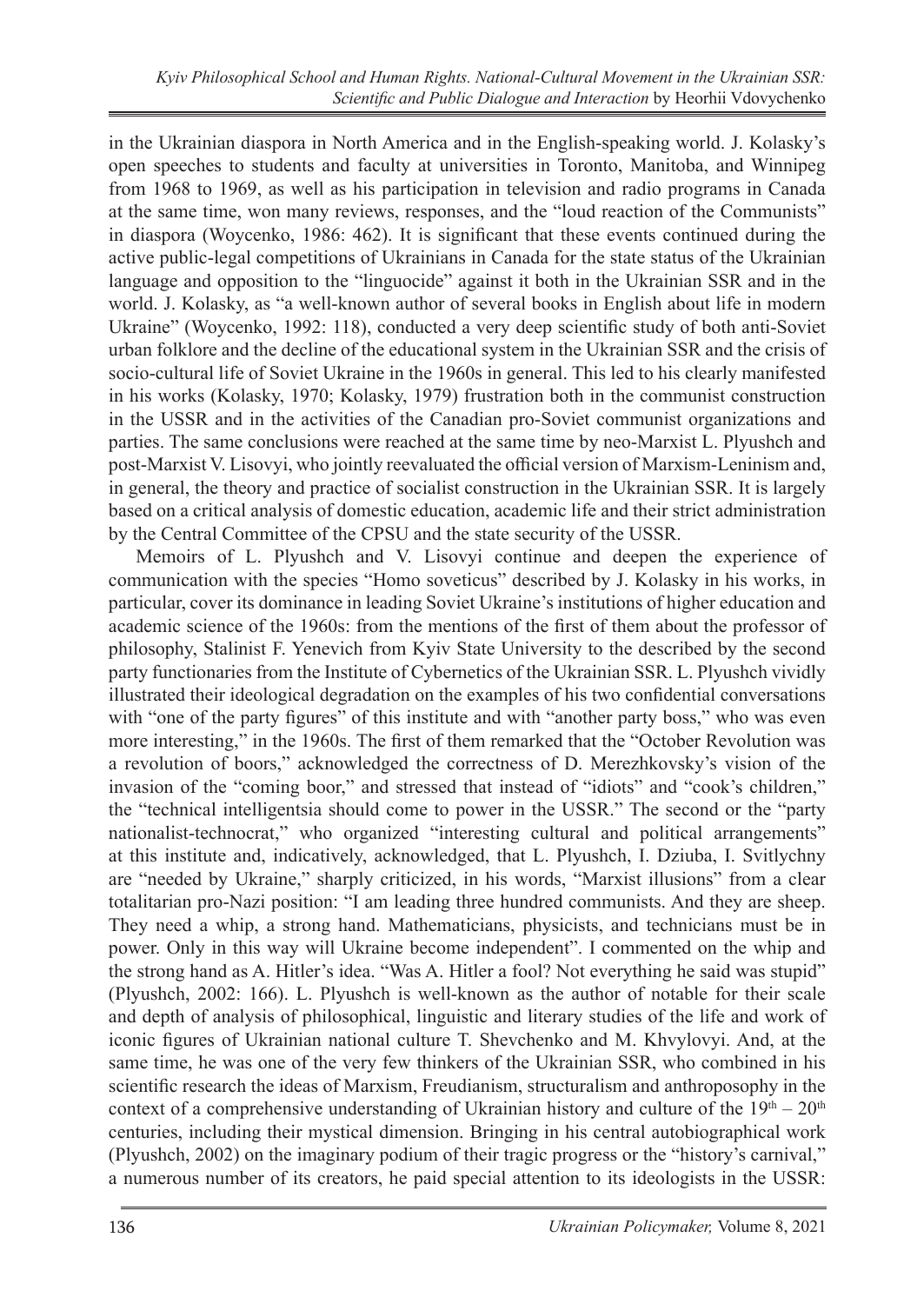in the Ukrainian diaspora in North America and in the English-speaking world. J. Kolasky's open speeches to students and faculty at universities in Toronto, Manitoba, and Winnipeg from 1968 to 1969, as well as his participation in television and radio programs in Canada at the same time, won many reviews, responses, and the "loud reaction of the Communists" in diaspora (Woycenko, 1986: 462). It is significant that these events continued during the active public-legal competitions of Ukrainians in Canada for the state status of the Ukrainian language and opposition to the "linguocide" against it both in the Ukrainian SSR and in the world. J. Kolasky, as "a well-known author of several books in English about life in modern Ukraine" (Woycenko, 1992: 118), conducted a very deep scientific study of both anti-Soviet urban folklore and the decline of the educational system in the Ukrainian SSR and the crisis of socio-cultural life of Soviet Ukraine in the 1960s in general. This led to his clearly manifested in his works (Kolasky, 1970; Kolasky, 1979) frustration both in the communist construction in the USSR and in the activities of the Canadian pro-Soviet communist organizations and parties. The same conclusions were reached at the same time by neo-Marxist L. Plyushch and post-Marxist V. Lisovyi, who jointly reevaluated the official version of Marxism-Leninism and, in general, the theory and practice of socialist construction in the Ukrainian SSR. It is largely based on a critical analysis of domestic education, academic life and their strict administration by the Central Committee of the CPSU and the state security of the USSR.

Memoirs of L. Plyushch and V. Lisovyi continue and deepen the experience of communication with the species "Homo soveticus" described by J. Kolasky in his works, in particular, cover its dominance in leading Soviet Ukraine's institutions of higher education and academic science of the 1960s: from the mentions of the first of them about the professor of philosophy, Stalinist F. Yenevich from Kyiv State University to the described by the second party functionaries from the Institute of Cybernetics of the Ukrainian SSR. L. Plyushch vividly illustrated their ideological degradation on the examples of his two confidential conversations with "one of the party figures" of this institute and with "another party boss," who was even more interesting," in the 1960s. The first of them remarked that the "October Revolution was a revolution of boors," acknowledged the correctness of D. Merezhkovsky's vision of the invasion of the "coming boor," and stressed that instead of "idiots" and "cook's children," the "technical intelligentsia should come to power in the USSR." The second or the "party nationalist-technocrat," who organized "interesting cultural and political arrangements" at this institute and, indicatively, acknowledged, that L. Plyushch, I. Dziuba, I. Svitlychny are "needed by Ukraine," sharply criticized, in his words, "Marxist illusions" from a clear totalitarian pro-Nazi position: "I am leading three hundred communists. And they are sheep. They need a whip, a strong hand. Mathematicians, physicists, and technicians must be in power. Only in this way will Ukraine become independent". I commented on the whip and the strong hand as A. Hitler's idea. "Was A. Hitler a fool? Not everything he said was stupid" (Plyushch, 2002: 166). L. Plyushch is well-known as the author of notable for their scale and depth of analysis of philosophical, linguistic and literary studies of the life and work of iconic figures of Ukrainian national culture T. Shevchenko and M. Khvylovyi. And, at the same time, he was one of the very few thinkers of the Ukrainian SSR, who combined in his scientific research the ideas of Marxism, Freudianism, structuralism and anthroposophy in the context of a comprehensive understanding of Ukrainian history and culture of the $19^{th}$ – $20^{th}$ centuries, including their mystical dimension. Bringing in his central autobiographical work (Plyushch, 2002) on the imaginary podium of their tragic progress or the "history's carnival," a numerous number of its creators, he paid special attention to its ideologists in the USSR: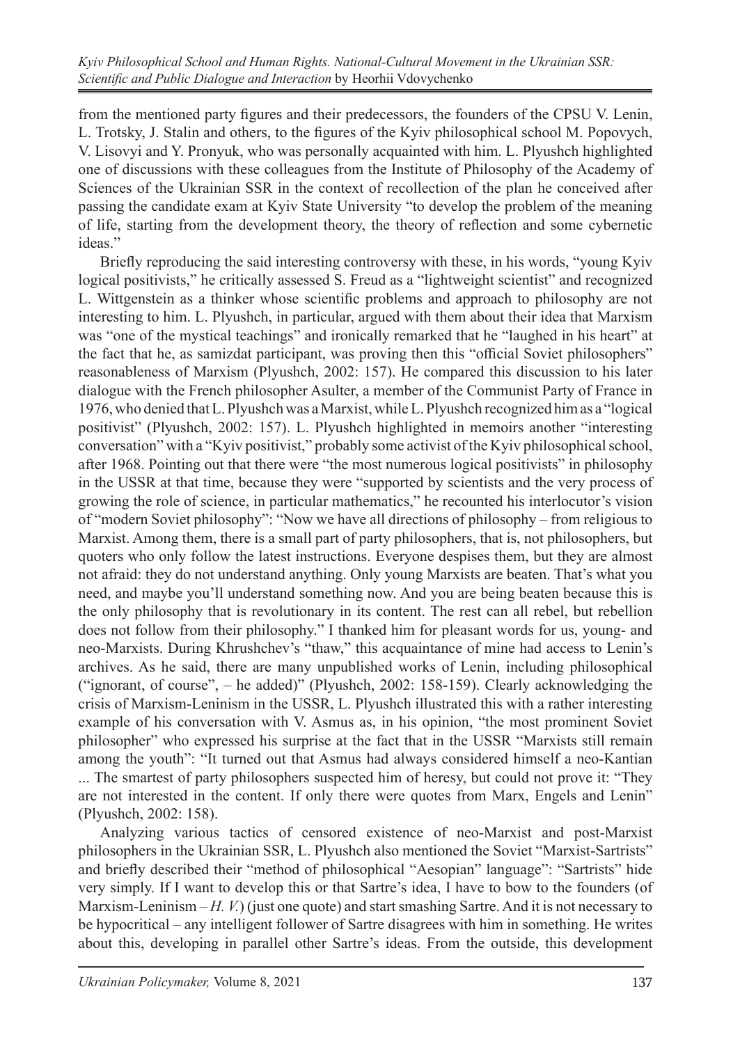from the mentioned party figures and their predecessors, the founders of the CPSU V. Lenin, L. Trotsky, J. Stalin and others, to the figures of the Kyiv philosophical school M. Popovych, V. Lisovyi and Y. Pronyuk, who was personally acquainted with him. L. Plyushch highlighted one of discussions with these colleagues from the Institute of Philosophy of the Academy of Sciences of the Ukrainian SSR in the context of recollection of the plan he conceived after passing the candidate exam at Kyiv State University "to develop the problem of the meaning of life, starting from the development theory, the theory of reflection and some cybernetic ideas."

Briefly reproducing the said interesting controversy with these, in his words, "young Kyiv logical positivists," he critically assessed S. Freud as a "lightweight scientist" and recognized L. Wittgenstein as a thinker whose scientific problems and approach to philosophy are not interesting to him. L. Plyushch, in particular, argued with them about their idea that Marxism was "one of the mystical teachings" and ironically remarked that he "laughed in his heart" at the fact that he, as samizdat participant, was proving then this "official Soviet philosophers" reasonableness of Marxism (Plyushch, 2002: 157). He compared this discussion to his later dialogue with the French philosopher Asulter, a member of the Communist Party of France in 1976, who denied that L. Plyushch was a Marxist, while L. Plyushch recognized him as a "logical positivist" (Plyushch, 2002: 157). L. Plyushch highlighted in memoirs another "interesting conversation" with a "Kyiv positivist," probably some activist of the Kyiv philosophical school, after 1968. Pointing out that there were "the most numerous logical positivists" in philosophy in the USSR at that time, because they were "supported by scientists and the very process of growing the role of science, in particular mathematics," he recounted his interlocutor's vision of "modern Soviet philosophy": "Now we have all directions of philosophy – from religious to Marxist. Among them, there is a small part of party philosophers, that is, not philosophers, but quoters who only follow the latest instructions. Everyone despises them, but they are almost not afraid: they do not understand anything. Only young Marxists are beaten. That's what you need, and maybe you'll understand something now. And you are being beaten because this is the only philosophy that is revolutionary in its content. The rest can all rebel, but rebellion does not follow from their philosophy." I thanked him for pleasant words for us, young- and neo-Marxists. During Khrushchev's "thaw," this acquaintance of mine had access to Lenin's archives. As he said, there are many unpublished works of Lenin, including philosophical ("ignorant, of course", – he added)" (Plyushch, 2002: 158-159). Clearly acknowledging the crisis of Marxism-Leninism in the USSR, L. Plyushch illustrated this with a rather interesting example of his conversation with V. Asmus as, in his opinion, "the most prominent Soviet philosopher" who expressed his surprise at the fact that in the USSR "Marxists still remain among the youth": "It turned out that Asmus had always considered himself a neo-Kantian ... The smartest of party philosophers suspected him of heresy, but could not prove it: "They are not interested in the content. If only there were quotes from Marx, Engels and Lenin" (Plyushch, 2002: 158).

Analyzing various tactics of censored existence of neo-Marxist and post-Marxist philosophers in the Ukrainian SSR, L. Plyushch also mentioned the Soviet "Marxist-Sartrists" and briefly described their "method of philosophical "Aesopian" language": "Sartrists" hide very simply. If I want to develop this or that Sartre's idea, I have to bow to the founders (of Marxism-Leninism – *H. V.*) (just one quote) and start smashing Sartre. And it is not necessary to be hypocritical – any intelligent follower of Sartre disagrees with him in something. He writes about this, developing in parallel other Sartre's ideas. From the outside, this development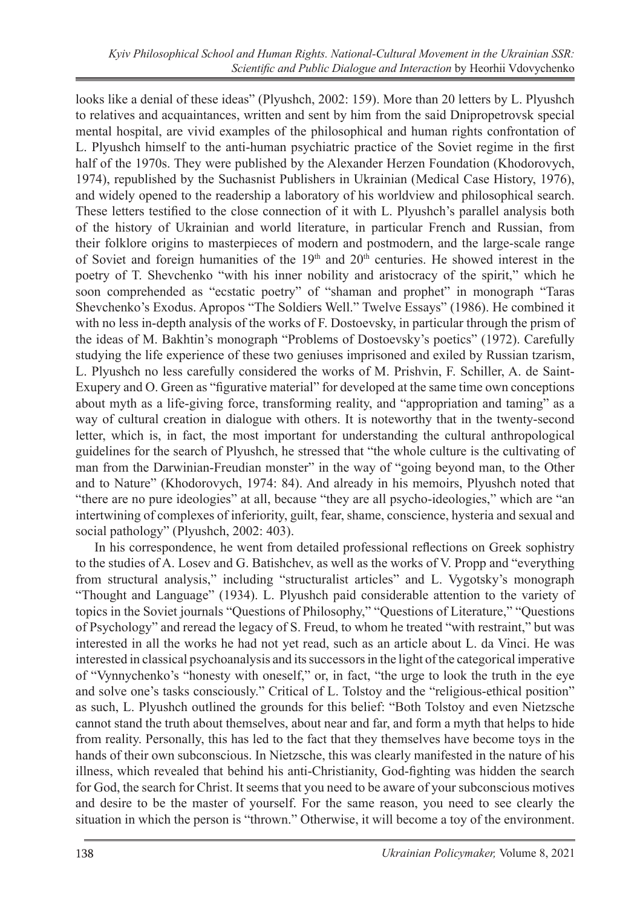looks like a denial of these ideas" (Plyushch, 2002: 159). More than 20 letters by L. Plyushch to relatives and acquaintances, written and sent by him from the said Dnipropetrovsk special mental hospital, are vivid examples of the philosophical and human rights confrontation of L. Plyushch himself to the anti-human psychiatric practice of the Soviet regime in the first half of the 1970s. They were published by the Alexander Herzen Foundation (Khodorovych, 1974), republished by the Suchasnist Publishers in Ukrainian (Medical Case History, 1976), and widely opened to the readership a laboratory of his worldview and philosophical search. These letters testified to the close connection of it with L. Plyushch's parallel analysis both of the history of Ukrainian and world literature, in particular French and Russian, from their folklore origins to masterpieces of modern and postmodern, and the large-scale range of Soviet and foreign humanities of the 19th and 20th centuries. He showed interest in the poetry of T. Shevchenko "with his inner nobility and aristocracy of the spirit," which he soon comprehended as "ecstatic poetry" of "shaman and prophet" in monograph "Taras Shevchenko's Exodus. Apropos "The Soldiers Well." Twelve Essays" (1986). He combined it with no less in-depth analysis of the works of F. Dostoevsky, in particular through the prism of the ideas of M. Bakhtin's monograph "Problems of Dostoevsky's poetics" (1972). Carefully studying the life experience of these two geniuses imprisoned and exiled by Russian tzarism, L. Plyushch no less carefully considered the works of M. Prishvin, F. Schiller, A. de Saint-Exupery and O. Green as "figurative material" for developed at the same time own conceptions about myth as a life-giving force, transforming reality, and "appropriation and taming" as a way of cultural creation in dialogue with others. It is noteworthy that in the twenty-second letter, which is, in fact, the most important for understanding the cultural anthropological guidelines for the search of Plyushch, he stressed that "the whole culture is the cultivating of man from the Darwinian-Freudian monster" in the way of "going beyond man, to the Other and to Nature" (Khodorovych, 1974: 84). And already in his memoirs, Plyushch noted that "there are no pure ideologies" at all, because "they are all psycho-ideologies," which are "an intertwining of complexes of inferiority, guilt, fear, shame, conscience, hysteria and sexual and social pathology" (Plyushch, 2002: 403).

In his correspondence, he went from detailed professional reflections on Greek sophistry to the studies of A. Losev and G. Batishchev, as well as the works of V. Propp and "everything from structural analysis," including "structuralist articles" and L. Vygotsky's monograph "Thought and Language" (1934). L. Plyushch paid considerable attention to the variety of topics in the Soviet journals "Questions of Philosophy," "Questions of Literature," "Questions of Psychology" and reread the legacy of S. Freud, to whom he treated "with restraint," but was interested in all the works he had not yet read, such as an article about L. da Vinci. He was interested in classical psychoanalysis and its successors in the light of the categorical imperative of "Vynnychenko's "honesty with oneself," or, in fact, "the urge to look the truth in the eye and solve one's tasks consciously." Critical of L. Tolstoy and the "religious-ethical position" as such, L. Plyushch outlined the grounds for this belief: "Both Tolstoy and even Nietzsche cannot stand the truth about themselves, about near and far, and form a myth that helps to hide from reality. Personally, this has led to the fact that they themselves have become toys in the hands of their own subconscious. In Nietzsche, this was clearly manifested in the nature of his illness, which revealed that behind his anti-Christianity, God-fighting was hidden the search for God, the search for Christ. It seems that you need to be aware of your subconscious motives and desire to be the master of yourself. For the same reason, you need to see clearly the situation in which the person is "thrown." Otherwise, it will become a toy of the environment.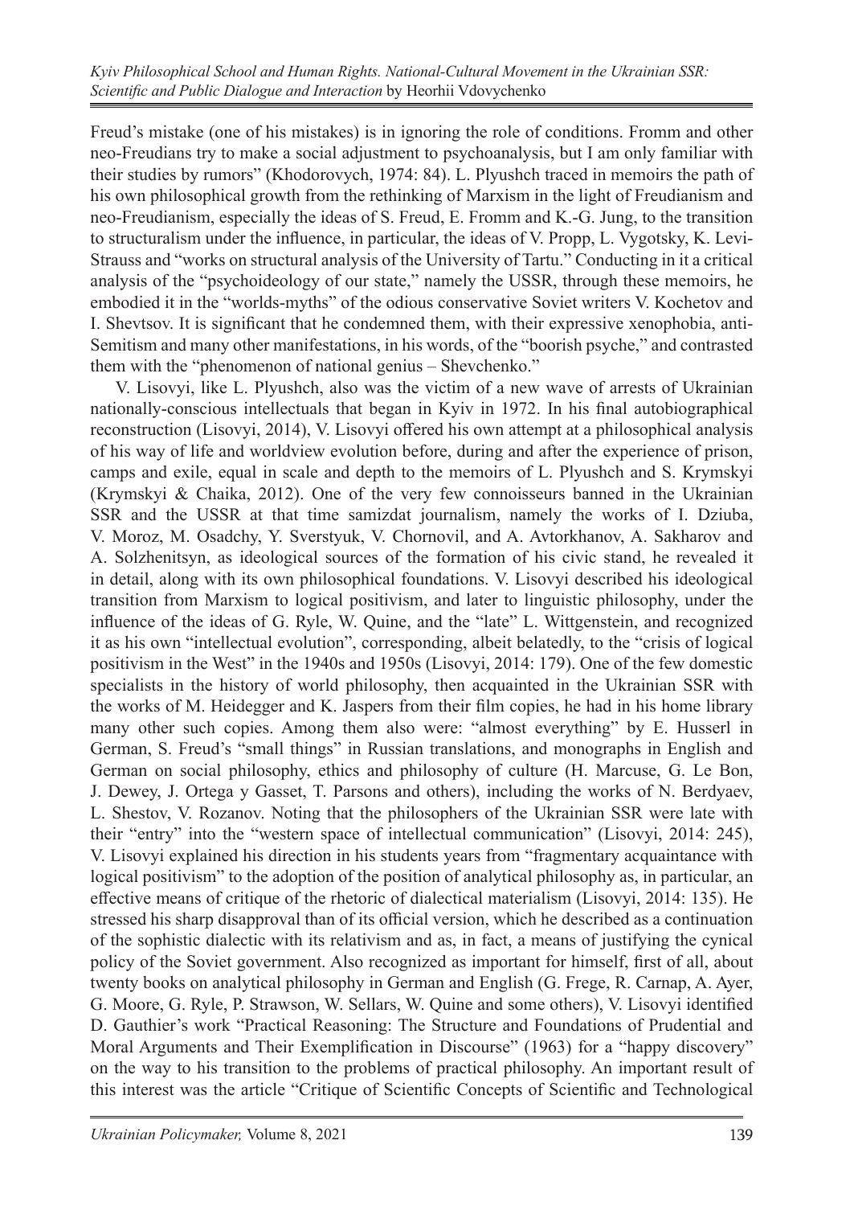Freud's mistake (one of his mistakes) is in ignoring the role of conditions. Fromm and other neo-Freudians try to make a social adjustment to psychoanalysis, but I am only familiar with their studies by rumors" (Khodorovych, 1974: 84). L. Plyushch traced in memoirs the path of his own philosophical growth from the rethinking of Marxism in the light of Freudianism and neo-Freudianism, especially the ideas of S. Freud, E. Fromm and K.-G. Jung, to the transition to structuralism under the influence, in particular, the ideas of V. Propp, L. Vygotsky, K. Levi-Strauss and "works on structural analysis of the University of Tartu." Conducting in it a critical analysis of the "psychoideology of our state," namely the USSR, through these memoirs, he embodied it in the "worlds-myths" of the odious conservative Soviet writers V. Kochetov and I. Shevtsov. It is significant that he condemned them, with their expressive xenophobia, anti-Semitism and many other manifestations, in his words, of the "boorish psyche," and contrasted them with the "phenomenon of national genius – Shevchenko."

V. Lisovyi, like L. Plyushch, also was the victim of a new wave of arrests of Ukrainian nationally-conscious intellectuals that began in Kyiv in 1972. In his final autobiographical reconstruction (Lisovyi, 2014), V. Lisovyi offered his own attempt at a philosophical analysis of his way of life and worldview evolution before, during and after the experience of prison, camps and exile, equal in scale and depth to the memoirs of L. Plyushch and S. Krymskyi (Krymskyi & Chaika, 2012). One of the very few connoisseurs banned in the Ukrainian SSR and the USSR at that time samizdat journalism, namely the works of I. Dziuba, V. Moroz, M. Osadchy, Y. Sverstyuk, V. Chornovil, and A. Avtorkhanov, A. Sakharov and A. Solzhenitsyn, as ideological sources of the formation of his civic stand, he revealed it in detail, along with its own philosophical foundations. V. Lisovyi described his ideological transition from Marxism to logical positivism, and later to linguistic philosophy, under the influence of the ideas of G. Ryle, W. Quine, and the "late" L. Wittgenstein, and recognized it as his own "intellectual evolution", corresponding, albeit belatedly, to the "crisis of logical positivism in the West" in the 1940s and 1950s (Lisovyi, 2014: 179). One of the few domestic specialists in the history of world philosophy, then acquainted in the Ukrainian SSR with the works of M. Heidegger and K. Jaspers from their film copies, he had in his home library many other such copies. Among them also were: "almost everything" by E. Husserl in German, S. Freud's "small things" in Russian translations, and monographs in English and German on social philosophy, ethics and philosophy of culture (H. Marcuse, G. Le Bon, J. Dewey, J. Ortega y Gasset, T. Parsons and others), including the works of N. Berdyaev, L. Shestov, V. Rozanov. Noting that the philosophers of the Ukrainian SSR were late with their "entry" into the "western space of intellectual communication" (Lisovyi, 2014: 245), V. Lisovyi explained his direction in his students years from "fragmentary acquaintance with logical positivism" to the adoption of the position of analytical philosophy as, in particular, an effective means of critique of the rhetoric of dialectical materialism (Lisovyi, 2014: 135). He stressed his sharp disapproval than of its official version, which he described as a continuation of the sophistic dialectic with its relativism and as, in fact, a means of justifying the cynical policy of the Soviet government. Also recognized as important for himself, first of all, about twenty books on analytical philosophy in German and English (G. Frege, R. Carnap, A. Ayer, G. Moore, G. Ryle, P. Strawson, W. Sellars, W. Quine and some others), V. Lisovyi identified D. Gauthier's work "Practical Reasoning: The Structure and Foundations of Prudential and Moral Arguments and Their Exemplification in Discourse" (1963) for a "happy discovery" on the way to his transition to the problems of practical philosophy. An important result of this interest was the article "Critique of Scientific Concepts of Scientific and Technological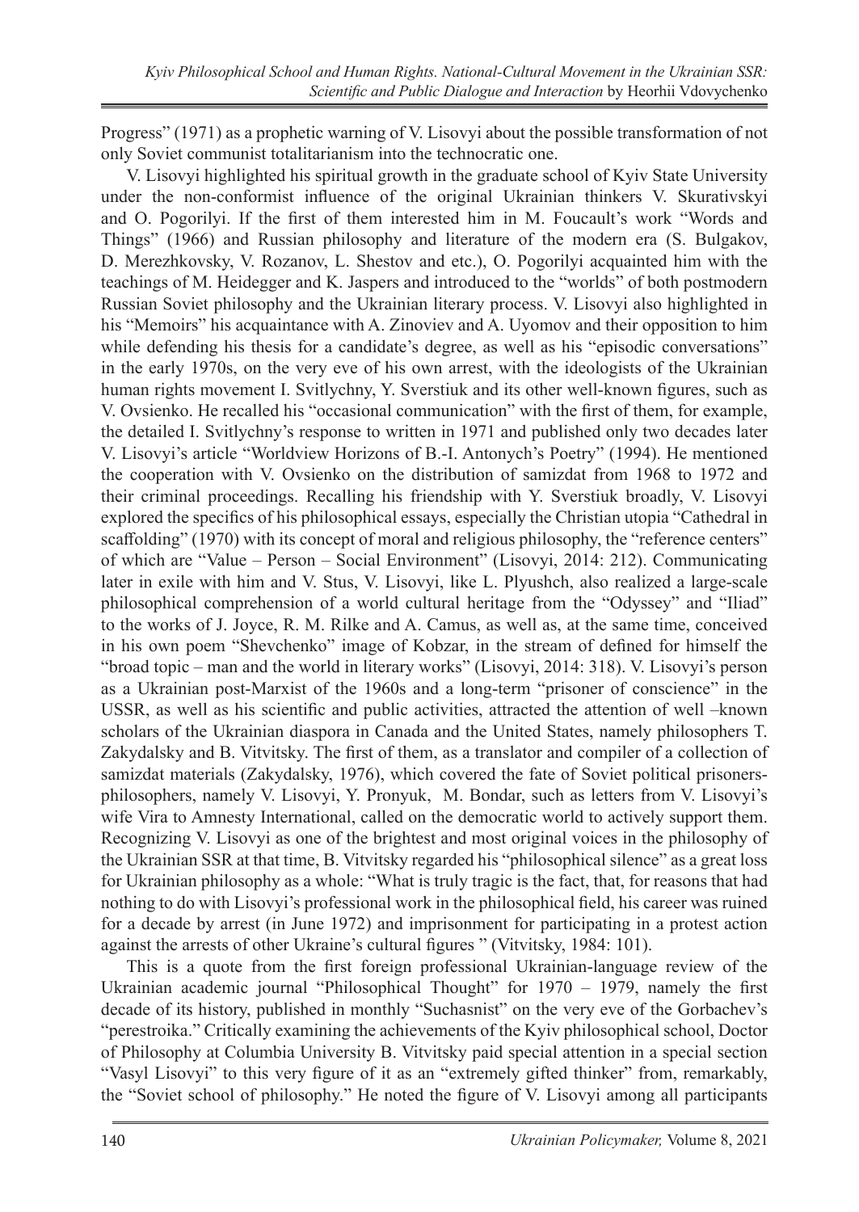Progress" (1971) as a prophetic warning of V. Lisovyi about the possible transformation of not only Soviet communist totalitarianism into the technocratic one.

V. Lisovyi highlighted his spiritual growth in the graduate school of Kyiv State University under the non-conformist influence of the original Ukrainian thinkers V. Skurativskyi and O. Pogorilyi. If the first of them interested him in M. Foucault's work "Words and Things" (1966) and Russian philosophy and literature of the modern era (S. Bulgakov, D. Merezhkovsky, V. Rozanov, L. Shestov and etc.), O. Pogorilyi acquainted him with the teachings of M. Heidegger and K. Jaspers and introduced to the "worlds" of both postmodern Russian Soviet philosophy and the Ukrainian literary process. V. Lisovyi also highlighted in his "Memoirs" his acquaintance with A. Zinoviev and A. Uyomov and their opposition to him while defending his thesis for a candidate's degree, as well as his "episodic conversations" in the early 1970s, on the very eve of his own arrest, with the ideologists of the Ukrainian human rights movement I. Svitlychny, Y. Sverstiuk and its other well-known figures, such as V. Ovsienko. He recalled his "occasional communication" with the first of them, for example, the detailed I. Svitlychny's response to written in 1971 and published only two decades later V. Lisovyi's article "Worldview Horizons of B.-I. Antonych's Poetry" (1994). He mentioned the cooperation with V. Ovsienko on the distribution of samizdat from 1968 to 1972 and their criminal proceedings. Recalling his friendship with Y. Sverstiuk broadly, V. Lisovyi explored the specifics of his philosophical essays, especially the Christian utopia "Cathedral in scaffolding" (1970) with its concept of moral and religious philosophy, the "reference centers" of which are "Value – Person – Social Environment" (Lisovyi, 2014: 212). Communicating later in exile with him and V. Stus, V. Lisovyi, like L. Plyushch, also realized a large-scale philosophical comprehension of a world cultural heritage from the "Odyssey" and "Iliad" to the works of J. Joyce, R. M. Rilke and A. Camus, as well as, at the same time, conceived in his own poem "Shevchenko" image of Kobzar, in the stream of defined for himself the "broad topic – man and the world in literary works" (Lisovyi, 2014: 318). V. Lisovyi's person as a Ukrainian post-Marxist of the 1960s and a long-term "prisoner of conscience" in the USSR, as well as his scientific and public activities, attracted the attention of well –known scholars of the Ukrainian diaspora in Canada and the United States, namely philosophers T. Zakydalsky and B. Vitvitsky. The first of them, as a translator and compiler of a collection of samizdat materials (Zakydalsky, 1976), which covered the fate of Soviet political prisoners-philosophers, namely V. Lisovyi, Y. Pronyuk, M. Bondar, such as letters from V. Lisovyi's wife Vira to Amnesty International, called on the democratic world to actively support them. Recognizing V. Lisovyi as one of the brightest and most original voices in the philosophy of the Ukrainian SSR at that time, B. Vitvitsky regarded his "philosophical silence" as a great loss for Ukrainian philosophy as a whole: "What is truly tragic is the fact, that, for reasons that had nothing to do with Lisovyi's professional work in the philosophical field, his career was ruined for a decade by arrest (in June 1972) and imprisonment for participating in a protest action against the arrests of other Ukraine's cultural figures " (Vitvitsky, 1984: 101).

This is a quote from the first foreign professional Ukrainian-language review of the Ukrainian academic journal "Philosophical Thought" for 1970 – 1979, namely the first decade of its history, published in monthly "Suchasnist" on the very eve of the Gorbachev's "perestroika." Critically examining the achievements of the Kyiv philosophical school, Doctor of Philosophy at Columbia University B. Vitvitsky paid special attention in a special section "Vasyl Lisovyi" to this very figure of it as an "extremely gifted thinker" from, remarkably, the "Soviet school of philosophy." He noted the figure of V. Lisovyi among all participants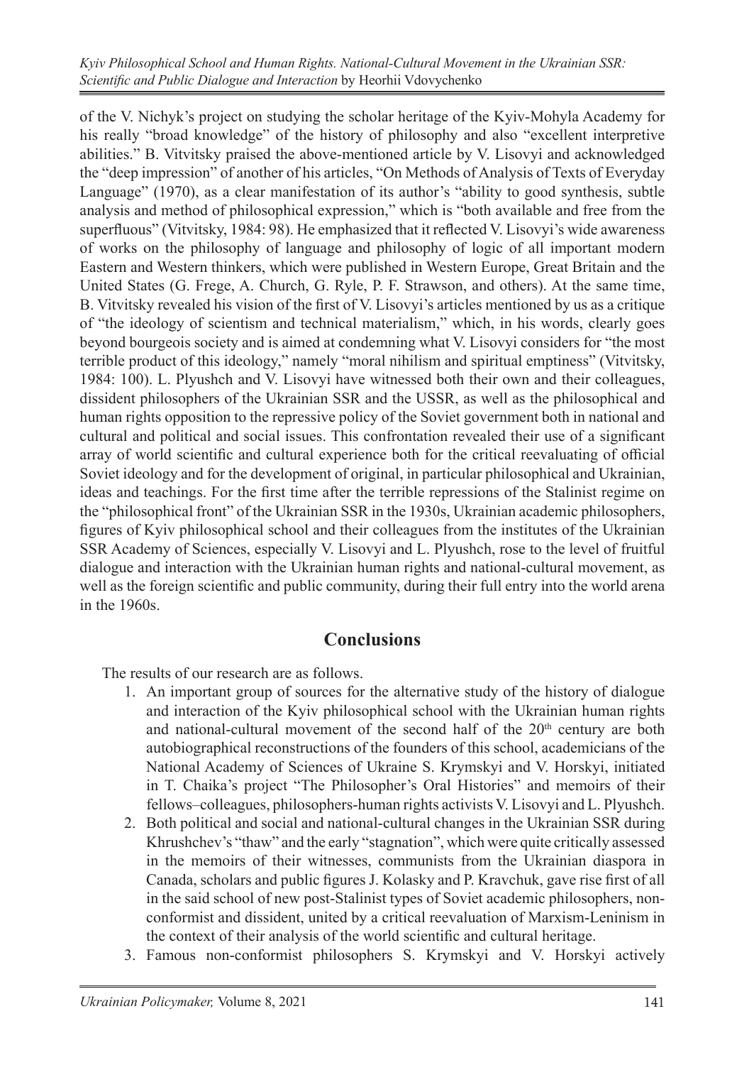of the V. Nichyk's project on studying the scholar heritage of the Kyiv-Mohyla Academy for his really "broad knowledge" of the history of philosophy and also "excellent interpretive abilities." B. Vitvitsky praised the above-mentioned article by V. Lisovyi and acknowledged the "deep impression" of another of his articles, "On Methods of Analysis of Texts of Everyday Language" (1970), as a clear manifestation of its author's "ability to good synthesis, subtle analysis and method of philosophical expression," which is "both available and free from the superfluous" (Vitvitsky, 1984: 98). He emphasized that it reflected V. Lisovyi's wide awareness of works on the philosophy of language and philosophy of logic of all important modern Eastern and Western thinkers, which were published in Western Europe, Great Britain and the United States (G. Frege, A. Church, G. Ryle, P. F. Strawson, and others). At the same time, B. Vitvitsky revealed his vision of the first of V. Lisovyi's articles mentioned by us as a critique of "the ideology of scientism and technical materialism," which, in his words, clearly goes beyond bourgeois society and is aimed at condemning what V. Lisovyi considers for "the most terrible product of this ideology," namely "moral nihilism and spiritual emptiness" (Vitvitsky, 1984: 100). L. Plyushch and V. Lisovyi have witnessed both their own and their colleagues, dissident philosophers of the Ukrainian SSR and the USSR, as well as the philosophical and human rights opposition to the repressive policy of the Soviet government both in national and cultural and political and social issues. This confrontation revealed their use of a significant array of world scientific and cultural experience both for the critical reevaluating of official Soviet ideology and for the development of original, in particular philosophical and Ukrainian, ideas and teachings. For the first time after the terrible repressions of the Stalinist regime on the "philosophical front" of the Ukrainian SSR in the 1930s, Ukrainian academic philosophers, figures of Kyiv philosophical school and their colleagues from the institutes of the Ukrainian SSR Academy of Sciences, especially V. Lisovyi and L. Plyushch, rose to the level of fruitful dialogue and interaction with the Ukrainian human rights and national-cultural movement, as well as the foreign scientific and public community, during their full entry into the world arena in the 1960s.

## Conclusions

The results of our research are as follows.

1. An important group of sources for the alternative study of the history of dialogue and interaction of the Kyiv philosophical school with the Ukrainian human rights and national-cultural movement of the second half of the 20th century are both autobiographical reconstructions of the founders of this school, academicians of the National Academy of Sciences of Ukraine S. Krymskyi and V. Horskyi, initiated in T. Chaika's project "The Philosopher's Oral Histories" and memoirs of their fellows–colleagues, philosophers-human rights activists V. Lisovyi and L. Plyushch.
2. Both political and social and national-cultural changes in the Ukrainian SSR during Khrushchev's "thaw" and the early "stagnation", which were quite critically assessed in the memoirs of their witnesses, communists from the Ukrainian diaspora in Canada, scholars and public figures J. Kolasky and P. Kravchuk, gave rise first of all in the said school of new post-Stalinist types of Soviet academic philosophers, non-conformist and dissident, united by a critical reevaluation of Marxism-Leninism in the context of their analysis of the world scientific and cultural heritage.
3. Famous non-conformist philosophers S. Krymskyi and V. Horskyi actively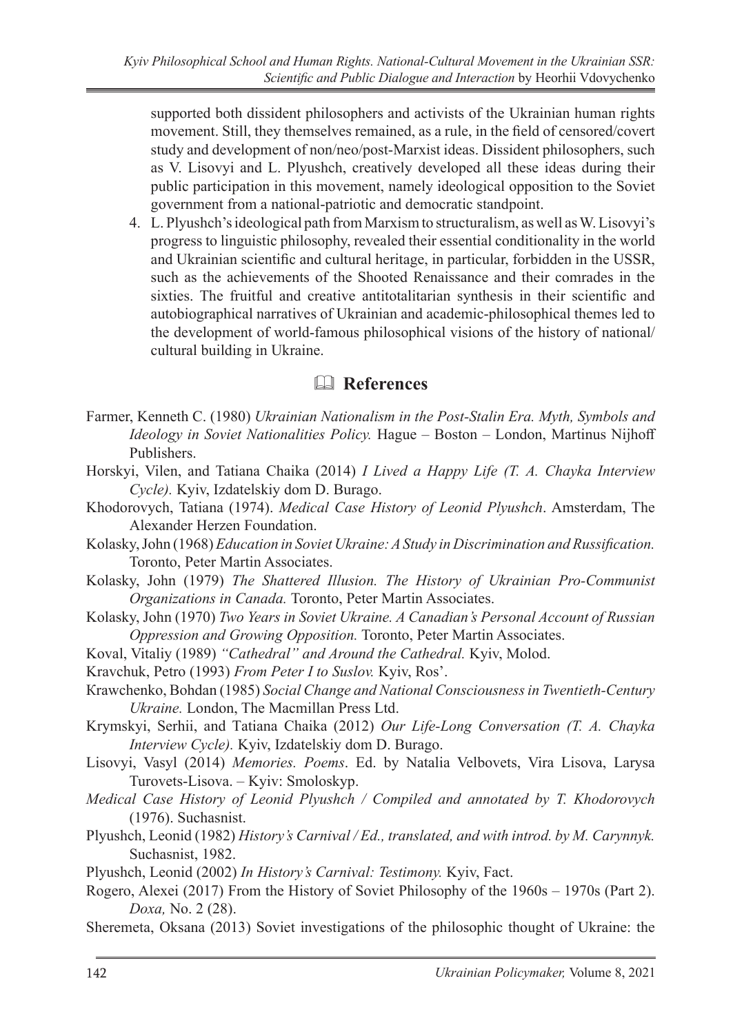supported both dissident philosophers and activists of the Ukrainian human rights movement. Still, they themselves remained, as a rule, in the field of censored/covert study and development of non/neo/post-Marxist ideas. Dissident philosophers, such as V. Lisovyi and L. Plyushch, creatively developed all these ideas during their public participation in this movement, namely ideological opposition to the Soviet government from a national-patriotic and democratic standpoint.

4. L. Plyushch's ideological path from Marxism to structuralism, as well as W. Lisovyi's progress to linguistic philosophy, revealed their essential conditionality in the world and Ukrainian scientific and cultural heritage, in particular, forbidden in the USSR, such as the achievements of the Shooted Renaissance and their comrades in the sixties. The fruitful and creative antitotalitarian synthesis in their scientific and autobiographical narratives of Ukrainian and academic-philosophical themes led to the development of world-famous philosophical visions of the history of national/ cultural building in Ukraine.

## 🕮 References

Farmer, Kenneth C. (1980) *Ukrainian Nationalism in the Post-Stalin Era. Myth, Symbols and Ideology in Soviet Nationalities Policy.* Hague – Boston – London, Martinus Nijhoff Publishers.

Horskyi, Vilen, and Tatiana Chaika (2014) *I Lived a Happy Life (T. A. Chayka Interview Cycle).* Kyiv, Izdatelskiy dom D. Burago.

Khodorovych, Tatiana (1974). *Medical Case History of Leonid Plyushch*. Amsterdam, The Alexander Herzen Foundation.

Kolasky, John (1968) *Education in Soviet Ukraine: A Study in Discrimination and Russification.* Toronto, Peter Martin Associates.

Kolasky, John (1979) *The Shattered Illusion. The History of Ukrainian Pro-Communist Organizations in Canada.* Toronto, Peter Martin Associates.

Kolasky, John (1970) *Two Years in Soviet Ukraine. A Canadian's Personal Account of Russian Oppression and Growing Opposition.* Toronto, Peter Martin Associates.

Koval, Vitaliy (1989) *"Cathedral" and Around the Cathedral.* Kyiv, Molod.

Kravchuk, Petro (1993) *From Peter I to Suslov.* Kyiv, Ros'.

Krawchenko, Bohdan (1985) *Social Change and National Consciousness in Twentieth-Century Ukraine.* London, The Macmillan Press Ltd.

Krymskyi, Serhii, and Tatiana Chaika (2012) *Our Life-Long Conversation (T. A. Chayka Interview Cycle).* Kyiv, Izdatelskiy dom D. Burago.

Lisovyi, Vasyl (2014) *Memories. Poems*. Ed. by Natalia Velbovets, Vira Lisova, Larysa Turovets-Lisova. – Kyiv: Smoloskyp.

*Medical Case History of Leonid Plyushch / Compiled and annotated by T. Khodorovych* (1976). Suchasnist.

Plyushch, Leonid (1982) *History's Carnival / Ed., translated, and with introd. by M. Carynnyk.* Suchasnist, 1982.

Plyushch, Leonid (2002) *In History's Carnival: Testimony.* Kyiv, Fact.

Rogero, Alexei (2017) From the History of Soviet Philosophy of the 1960s – 1970s (Part 2). *Doxa,* No. 2 (28).

Sheremeta, Oksana (2013) Soviet investigations of the philosophic thought of Ukraine: the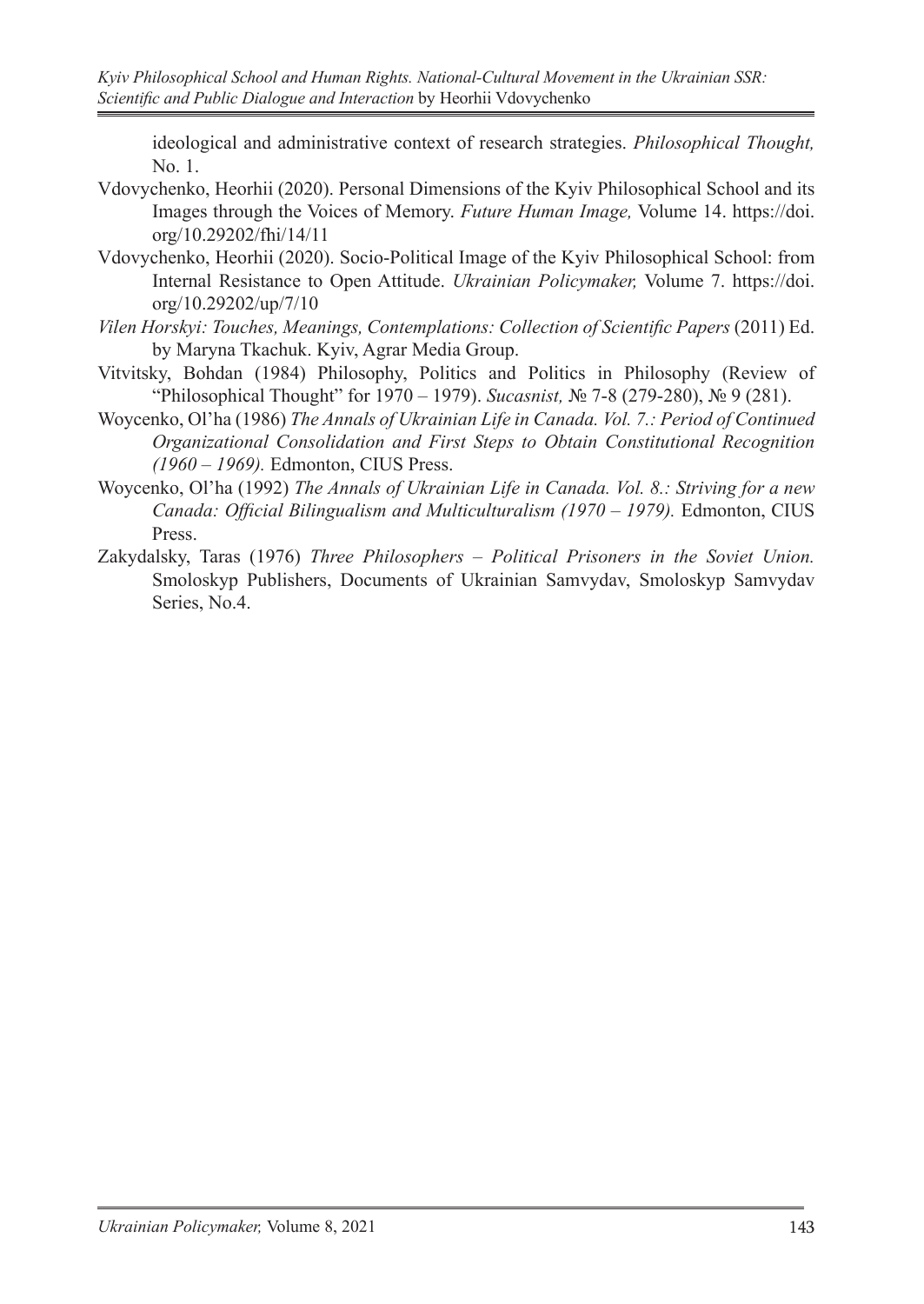ideological and administrative context of research strategies. *Philosophical Thought,* No. 1.

Vdovychenko, Heorhii (2020). Personal Dimensions of the Kyiv Philosophical School and its Images through the Voices of Memory. *Future Human Image,* Volume 14. https://doi.org/10.29202/fhi/14/11

Vdovychenko, Heorhii (2020). Socio-Political Image of the Kyiv Philosophical School: from Internal Resistance to Open Attitude. *Ukrainian Policymaker,* Volume 7. https://doi.org/10.29202/up/7/10

*Vilen Horskyi: Touches, Meanings, Contemplations: Collection of Scientific Papers* (2011) Ed. by Maryna Tkachuk. Kyiv, Agrar Media Group.

Vitvitsky, Bohdan (1984) Philosophy, Politics and Politics in Philosophy (Review of "Philosophical Thought" for 1970 – 1979). *Sucasnist,* № 7-8 (279-280), № 9 (281).

Woycenko, Ol'ha (1986) *The Annals of Ukrainian Life in Canada. Vol. 7.: Period of Continued Organizational Consolidation and First Steps to Obtain Constitutional Recognition (1960 – 1969).* Edmonton, CIUS Press.

Woycenko, Ol'ha (1992) *The Annals of Ukrainian Life in Canada. Vol. 8.: Striving for a new Canada: Official Bilingualism and Multiculturalism (1970 – 1979).* Edmonton, CIUS Press.

Zakydalsky, Taras (1976) *Three Philosophers – Political Prisoners in the Soviet Union.* Smoloskyp Publishers, Documents of Ukrainian Samvydav, Smoloskyp Samvydav Series, No.4.